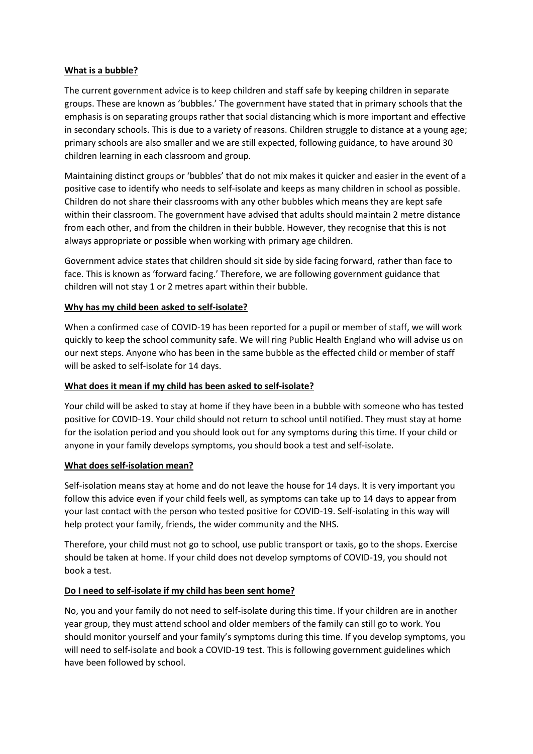**What is a bubble?**

The current government advice is to keep children and staff safe by keeping children in separate groups. These are known as 'bubbles.' The government have stated that in primary schools that the emphasis is on separating groups rather that social distancing which is more important and effective in secondary schools. This is due to a variety of reasons. Children struggle to distance at a young age; primary schools are also smaller and we are still expected, following guidance, to have around 30 children learning in each classroom and group.

Maintaining distinct groups or 'bubbles' that do not mix makes it quicker and easier in the event of a positive case to identify who needs to self-isolate and keeps as many children in school as possible. Children do not share their classrooms with any other bubbles which means they are kept safe within their classroom. The government have advised that adults should maintain 2 metre distance from each other, and from the children in their bubble. However, they recognise that this is not always appropriate or possible when working with primary age children.

Government advice states that children should sit side by side facing forward, rather than face to face. This is known as 'forward facing.' Therefore, we are following government guidance that children will not stay 1 or 2 metres apart within their bubble.

**Why has my child been asked to self-isolate?**

When a confirmed case of COVID-19 has been reported for a pupil or member of staff, we will work quickly to keep the school community safe. We will ring Public Health England who will advise us on our next steps. Anyone who has been in the same bubble as the effected child or member of staff will be asked to self-isolate for 14 days.

**What does it mean if my child has been asked to self-isolate?**

Your child will be asked to stay at home if they have been in a bubble with someone who has tested positive for COVID-19. Your child should not return to school until notified. They must stay at home for the isolation period and you should look out for any symptoms during this time. If your child or anyone in your family develops symptoms, you should book a test and self-isolate.

**What does self-isolation mean?**

Self-isolation means stay at home and do not leave the house for 14 days. It is very important you follow this advice even if your child feels well, as symptoms can take up to 14 days to appear from your last contact with the person who tested positive for COVID-19. Self-isolating in this way will help protect your family, friends, the wider community and the NHS.

Therefore, your child must not go to school, use public transport or taxis, go to the shops. Exercise should be taken at home. If your child does not develop symptoms of COVID-19, you should not book a test.

**Do I need to self-isolate if my child has been sent home?**

No, you and your family do not need to self-isolate during this time. If your children are in another year group, they must attend school and older members of the family can still go to work. You should monitor yourself and your family's symptoms during this time. If you develop symptoms, you will need to self-isolate and book a COVID-19 test. This is following government guidelines which have been followed by school.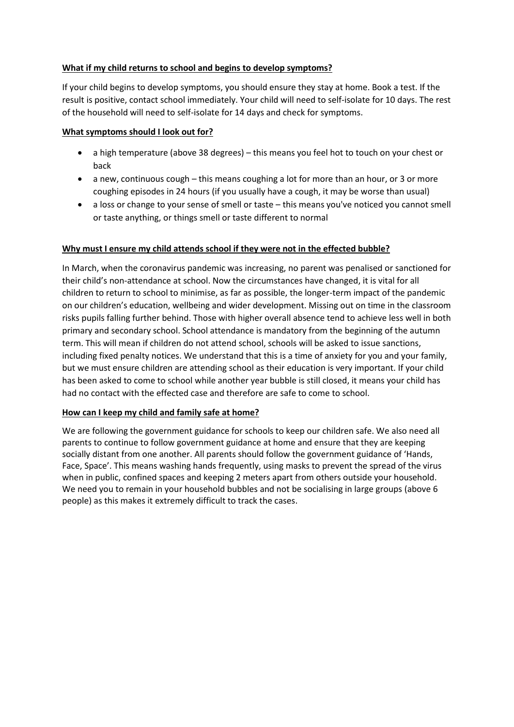**What if my child returns to school and begins to develop symptoms?**

If your child begins to develop symptoms, you should ensure they stay at home. Book a test. If the result is positive, contact school immediately. Your child will need to self-isolate for 10 days. The rest of the household will need to self-isolate for 14 days and check for symptoms.

**What symptoms should I look out for?**

- a high temperature (above 38 degrees) – this means you feel hot to touch on your chest or back
- a new, continuous cough – this means coughing a lot for more than an hour, or 3 or more coughing episodes in 24 hours (if you usually have a cough, it may be worse than usual)
- a loss or change to your sense of smell or taste – this means you've noticed you cannot smell or taste anything, or things smell or taste different to normal

**Why must I ensure my child attends school if they were not in the effected bubble?**

In March, when the coronavirus pandemic was increasing, no parent was penalised or sanctioned for their child's non-attendance at school. Now the circumstances have changed, it is vital for all children to return to school to minimise, as far as possible, the longer-term impact of the pandemic on our children's education, wellbeing and wider development. Missing out on time in the classroom risks pupils falling further behind. Those with higher overall absence tend to achieve less well in both primary and secondary school. School attendance is mandatory from the beginning of the autumn term. This will mean if children do not attend school, schools will be asked to issue sanctions, including fixed penalty notices. We understand that this is a time of anxiety for you and your family, but we must ensure children are attending school as their education is very important. If your child has been asked to come to school while another year bubble is still closed, it means your child has had no contact with the effected case and therefore are safe to come to school.

**How can I keep my child and family safe at home?**

We are following the government guidance for schools to keep our children safe. We also need all parents to continue to follow government guidance at home and ensure that they are keeping socially distant from one another. All parents should follow the government guidance of 'Hands, Face, Space'. This means washing hands frequently, using masks to prevent the spread of the virus when in public, confined spaces and keeping 2 meters apart from others outside your household. We need you to remain in your household bubbles and not be socialising in large groups (above 6 people) as this makes it extremely difficult to track the cases.